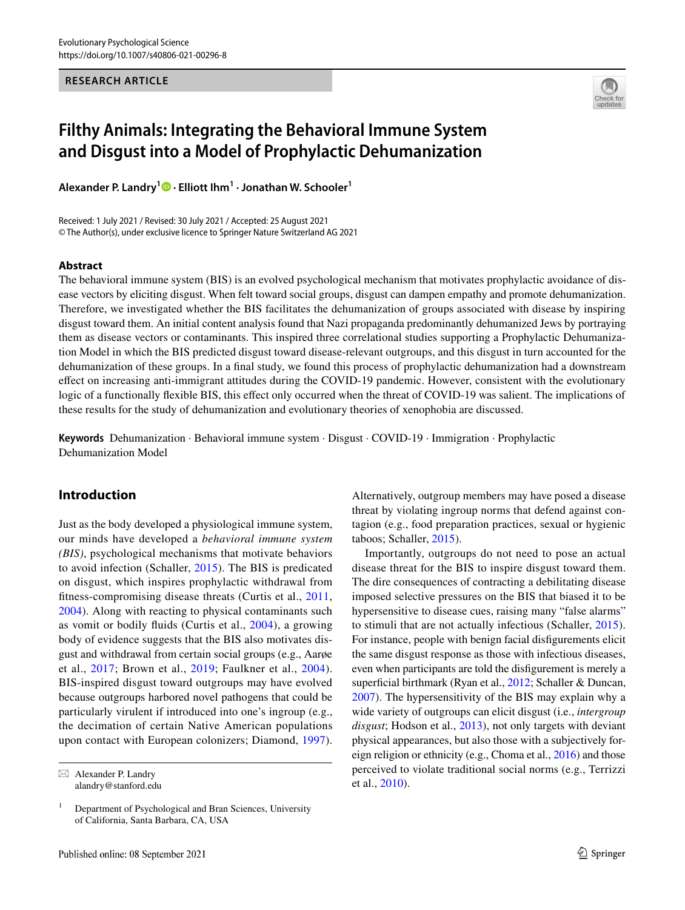RESEARCH ARTICLE

# Filthy Animals: Integrating the Behavioral Immune System and Disgust into a Model of Prophylactic Dehumanization

**Alexander P. Landry[1] · Elliott Ihm[1] · Jonathan W. Schooler[1]**

Received: 1 July 2021 / Revised: 30 July 2021 / Accepted: 25 August 2021
© The Author(s), under exclusive licence to Springer Nature Switzerland AG 2021

## Abstract

The behavioral immune system (BIS) is an evolved psychological mechanism that motivates prophylactic avoidance of disease vectors by eliciting disgust. When felt toward social groups, disgust can dampen empathy and promote dehumanization. Therefore, we investigated whether the BIS facilitates the dehumanization of groups associated with disease by inspiring disgust toward them. An initial content analysis found that Nazi propaganda predominantly dehumanized Jews by portraying them as disease vectors or contaminants. This inspired three correlational studies supporting a Prophylactic Dehumanization Model in which the BIS predicted disgust toward disease-relevant outgroups, and this disgust in turn accounted for the dehumanization of these groups. In a final study, we found this process of prophylactic dehumanization had a downstream effect on increasing anti-immigrant attitudes during the COVID-19 pandemic. However, consistent with the evolutionary logic of a functionally flexible BIS, this effect only occurred when the threat of COVID-19 was salient. The implications of these results for the study of dehumanization and evolutionary theories of xenophobia are discussed.

**Keywords** Dehumanization · Behavioral immune system · Disgust · COVID-19 · Immigration · Prophylactic Dehumanization Model

## Introduction

Just as the body developed a physiological immune system, our minds have developed a *behavioral immune system (BIS)*, psychological mechanisms that motivate behaviors to avoid infection (Schaller, 2015). The BIS is predicated on disgust, which inspires prophylactic withdrawal from fitness-compromising disease threats (Curtis et al., 2011, 2004). Along with reacting to physical contaminants such as vomit or bodily fluids (Curtis et al., 2004), a growing body of evidence suggests that the BIS also motivates disgust and withdrawal from certain social groups (e.g., Aarøe et al., 2017; Brown et al., 2019; Faulkner et al., 2004). BIS-inspired disgust toward outgroups may have evolved because outgroups harbored novel pathogens that could be particularly virulent if introduced into one's ingroup (e.g., the decimation of certain Native American populations upon contact with European colonizers; Diamond, 1997). Alternatively, outgroup members may have posed a disease threat by violating ingroup norms that defend against contagion (e.g., food preparation practices, sexual or hygienic taboos; Schaller, 2015).

Importantly, outgroups do not need to pose an actual disease threat for the BIS to inspire disgust toward them. The dire consequences of contracting a debilitating disease imposed selective pressures on the BIS that biased it to be hypersensitive to disease cues, raising many "false alarms" to stimuli that are not actually infectious (Schaller, 2015). For instance, people with benign facial disfigurements elicit the same disgust response as those with infectious diseases, even when participants are told the disfigurement is merely a superficial birthmark (Ryan et al., 2012; Schaller & Duncan, 2007). The hypersensitivity of the BIS may explain why a wide variety of outgroups can elicit disgust (i.e., *intergroup disgust*; Hodson et al., 2013), not only targets with deviant physical appearances, but also those with a subjectively foreign religion or ethnicity (e.g., Choma et al., 2016) and those perceived to violate traditional social norms (e.g., Terrizzi et al., 2010).

---

✉ Alexander P. Landry
alandry@stanford.edu

[1] Department of Psychological and Bran Sciences, University of California, Santa Barbara, CA, USA

Published online: 08 September 2021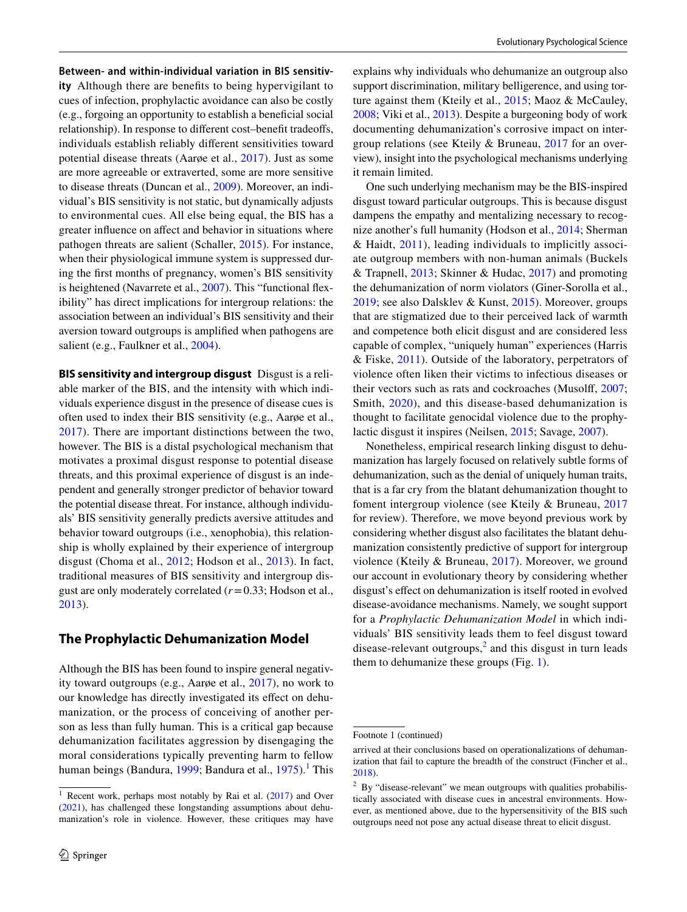**Between- and within-individual variation in BIS sensitivity** Although there are benefits to being hypervigilant to cues of infection, prophylactic avoidance can also be costly (e.g., forgoing an opportunity to establish a beneficial social relationship). In response to different cost–benefit tradeoffs, individuals establish reliably different sensitivities toward potential disease threats (Aarøe et al., 2017). Just as some are more agreeable or extraverted, some are more sensitive to disease threats (Duncan et al., 2009). Moreover, an individual's BIS sensitivity is not static, but dynamically adjusts to environmental cues. All else being equal, the BIS has a greater influence on affect and behavior in situations where pathogen threats are salient (Schaller, 2015). For instance, when their physiological immune system is suppressed during the first months of pregnancy, women's BIS sensitivity is heightened (Navarrete et al., 2007). This "functional flexibility" has direct implications for intergroup relations: the association between an individual's BIS sensitivity and their aversion toward outgroups is amplified when pathogens are salient (e.g., Faulkner et al., 2004).

**BIS sensitivity and intergroup disgust** Disgust is a reliable marker of the BIS, and the intensity with which individuals experience disgust in the presence of disease cues is often used to index their BIS sensitivity (e.g., Aarøe et al., 2017). There are important distinctions between the two, however. The BIS is a distal psychological mechanism that motivates a proximal disgust response to potential disease threats, and this proximal experience of disgust is an independent and generally stronger predictor of behavior toward the potential disease threat. For instance, although individuals' BIS sensitivity generally predicts aversive attitudes and behavior toward outgroups (i.e., xenophobia), this relationship is wholly explained by their experience of intergroup disgust (Choma et al., 2012; Hodson et al., 2013). In fact, traditional measures of BIS sensitivity and intergroup disgust are only moderately correlated ($r = 0.33$; Hodson et al., 2013).

## The Prophylactic Dehumanization Model

Although the BIS has been found to inspire general negativity toward outgroups (e.g., Aarøe et al., 2017), no work to our knowledge has directly investigated its effect on dehumanization, or the process of conceiving of another person as less than fully human. This is a critical gap because dehumanization facilitates aggression by disengaging the moral considerations typically preventing harm to fellow human beings (Bandura, 1999; Bandura et al., 1975).[1] This explains why individuals who dehumanize an outgroup also support discrimination, military belligerence, and using torture against them (Kteily et al., 2015; Maoz & McCauley, 2008; Viki et al., 2013). Despite a burgeoning body of work documenting dehumanization's corrosive impact on intergroup relations (see Kteily & Bruneau, 2017 for an overview), insight into the psychological mechanisms underlying it remain limited.

One such underlying mechanism may be the BIS-inspired disgust toward particular outgroups. This is because disgust dampens the empathy and mentalizing necessary to recognize another's full humanity (Hodson et al., 2014; Sherman & Haidt, 2011), leading individuals to implicitly associate outgroup members with non-human animals (Buckels & Trapnell, 2013; Skinner & Hudac, 2017) and promoting the dehumanization of norm violators (Giner-Sorolla et al., 2019; see also Dalsklev & Kunst, 2015). Moreover, groups that are stigmatized due to their perceived lack of warmth and competence both elicit disgust and are considered less capable of complex, "uniquely human" experiences (Harris & Fiske, 2011). Outside of the laboratory, perpetrators of violence often liken their victims to infectious diseases or their vectors such as rats and cockroaches (Musolff, 2007; Smith, 2020), and this disease-based dehumanization is thought to facilitate genocidal violence due to the prophylactic disgust it inspires (Neilsen, 2015; Savage, 2007).

Nonetheless, empirical research linking disgust to dehumanization has largely focused on relatively subtle forms of dehumanization, such as the denial of uniquely human traits, that is a far cry from the blatant dehumanization thought to foment intergroup violence (see Kteily & Bruneau, 2017 for review). Therefore, we move beyond previous work by considering whether disgust also facilitates the blatant dehumanization consistently predictive of support for intergroup violence (Kteily & Bruneau, 2017). Moreover, we ground our account in evolutionary theory by considering whether disgust's effect on dehumanization is itself rooted in evolved disease-avoidance mechanisms. Namely, we sought support for a *Prophylactic Dehumanization Model* in which individuals' BIS sensitivity leads them to feel disgust toward disease-relevant outgroups,[2] and this disgust in turn leads them to dehumanize these groups (Fig. 1).

[1] Recent work, perhaps most notably by Rai et al. (2017) and Over (2021), has challenged these longstanding assumptions about dehumanization's role in violence. However, these critiques may have arrived at their conclusions based on operationalizations of dehumanization that fail to capture the breadth of the construct (Fincher et al., 2018).

[2] By "disease-relevant" we mean outgroups with qualities probabilistically associated with disease cues in ancestral environments. However, as mentioned above, due to the hypersensitivity of the BIS such outgroups need not pose any actual disease threat to elicit disgust.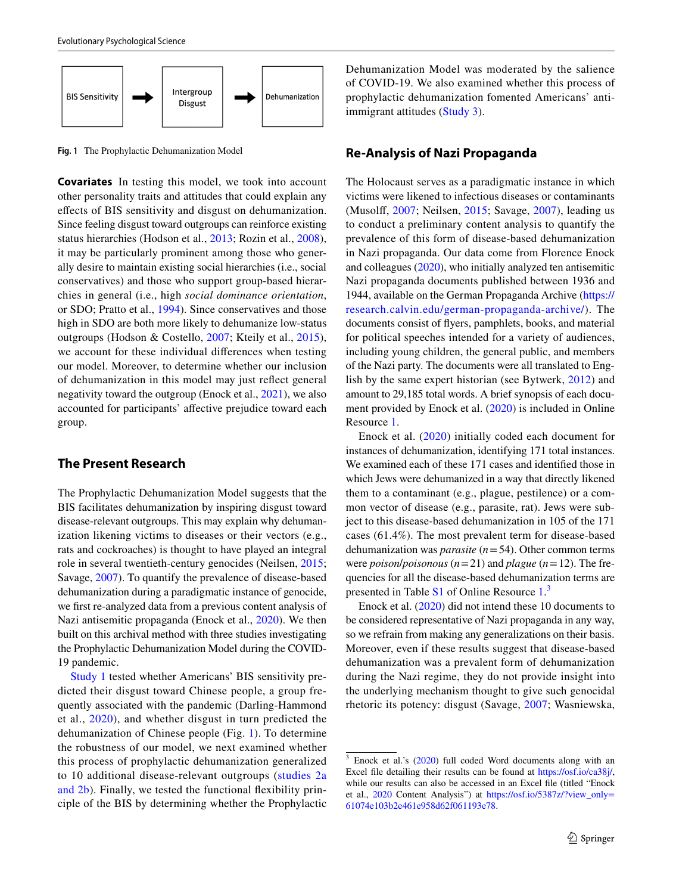BIS Sensitivity → Intergroup Disgust → Dehumanization

Fig. 1 The Prophylactic Dehumanization Model

**Covariates** In testing this model, we took into account other personality traits and attitudes that could explain any effects of BIS sensitivity and disgust on dehumanization. Since feeling disgust toward outgroups can reinforce existing status hierarchies (Hodson et al., 2013; Rozin et al., 2008), it may be particularly prominent among those who generally desire to maintain existing social hierarchies (i.e., social conservatives) and those who support group-based hierarchies in general (i.e., high *social dominance orientation*, or SDO; Pratto et al., 1994). Since conservatives and those high in SDO are both more likely to dehumanize low-status outgroups (Hodson & Costello, 2007; Kteily et al., 2015), we account for these individual differences when testing our model. Moreover, to determine whether our inclusion of dehumanization in this model may just reflect general negativity toward the outgroup (Enock et al., 2021), we also accounted for participants' affective prejudice toward each group.

## The Present Research

The Prophylactic Dehumanization Model suggests that the BIS facilitates dehumanization by inspiring disgust toward disease-relevant outgroups. This may explain why dehumanization likening victims to diseases or their vectors (e.g., rats and cockroaches) is thought to have played an integral role in several twentieth-century genocides (Neilsen, 2015; Savage, 2007). To quantify the prevalence of disease-based dehumanization during a paradigmatic instance of genocide, we first re-analyzed data from a previous content analysis of Nazi antisemitic propaganda (Enock et al., 2020). We then built on this archival method with three studies investigating the Prophylactic Dehumanization Model during the COVID-19 pandemic.

Study 1 tested whether Americans' BIS sensitivity predicted their disgust toward Chinese people, a group frequently associated with the pandemic (Darling-Hammond et al., 2020), and whether disgust in turn predicted the dehumanization of Chinese people (Fig. 1). To determine the robustness of our model, we next examined whether this process of prophylactic dehumanization generalized to 10 additional disease-relevant outgroups (studies 2a and 2b). Finally, we tested the functional flexibility principle of the BIS by determining whether the Prophylactic Dehumanization Model was moderated by the salience of COVID-19. We also examined whether this process of prophylactic dehumanization fomented Americans' anti-immigrant attitudes (Study 3).

## Re-Analysis of Nazi Propaganda

The Holocaust serves as a paradigmatic instance in which victims were likened to infectious diseases or contaminants (Musolff, 2007; Neilsen, 2015; Savage, 2007), leading us to conduct a preliminary content analysis to quantify the prevalence of this form of disease-based dehumanization in Nazi propaganda. Our data come from Florence Enock and colleagues (2020), who initially analyzed ten antisemitic Nazi propaganda documents published between 1936 and 1944, available on the German Propaganda Archive (https://research.calvin.edu/german-propaganda-archive/). The documents consist of flyers, pamphlets, books, and material for political speeches intended for a variety of audiences, including young children, the general public, and members of the Nazi party. The documents were all translated to English by the same expert historian (see Bytwerk, 2012) and amount to 29,185 total words. A brief synopsis of each document provided by Enock et al. (2020) is included in Online Resource 1.

Enock et al. (2020) initially coded each document for instances of dehumanization, identifying 171 total instances. We examined each of these 171 cases and identified those in which Jews were dehumanized in a way that directly likened them to a contaminant (e.g., plague, pestilence) or a common vector of disease (e.g., parasite, rat). Jews were subject to this disease-based dehumanization in 105 of the 171 cases (61.4%). The most prevalent term for disease-based dehumanization was *parasite* ($n = 54$). Other common terms were *poison/poisonous* ($n = 21$) and *plague* ($n = 12$). The frequencies for all the disease-based dehumanization terms are presented in Table S1 of Online Resource 1.[3]

Enock et al. (2020) did not intend these 10 documents to be considered representative of Nazi propaganda in any way, so we refrain from making any generalizations on their basis. Moreover, even if these results suggest that disease-based dehumanization was a prevalent form of dehumanization during the Nazi regime, they do not provide insight into the underlying mechanism thought to give such genocidal rhetoric its potency: disgust (Savage, 2007; Wasniewska,

[3] Enock et al.'s (2020) full coded Word documents along with an Excel file detailing their results can be found at https://osf.io/ca38j/, while our results can also be accessed in an Excel file (titled "Enock et al., 2020 Content Analysis") at https://osf.io/5387z/?view_only=61074e103b2e461e958d62f061193e78.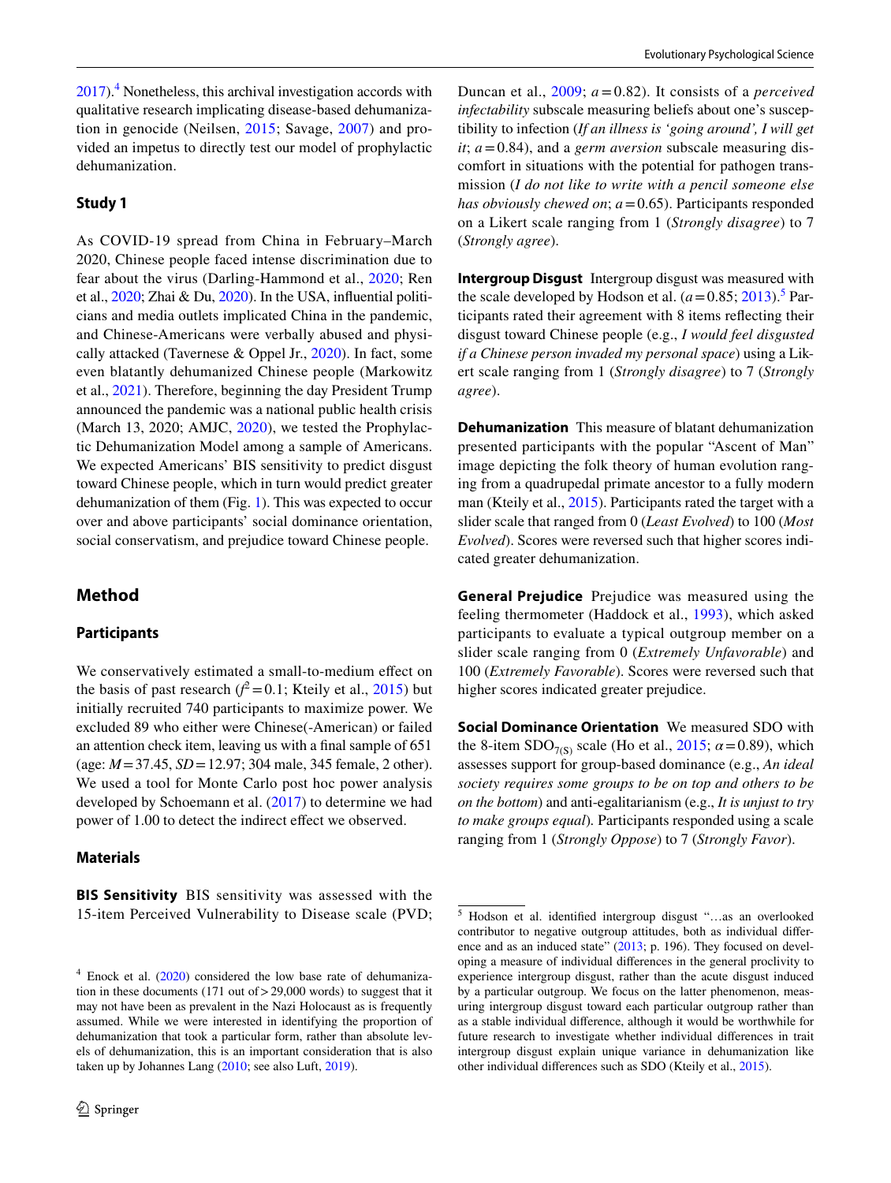2017).[4] Nonetheless, this archival investigation accords with qualitative research implicating disease-based dehumanization in genocide (Neilsen, 2015; Savage, 2007) and provided an impetus to directly test our model of prophylactic dehumanization.

### Study 1

As COVID-19 spread from China in February–March 2020, Chinese people faced intense discrimination due to fear about the virus (Darling-Hammond et al., 2020; Ren et al., 2020; Zhai & Du, 2020). In the USA, influential politicians and media outlets implicated China in the pandemic, and Chinese-Americans were verbally abused and physically attacked (Tavernese & Oppel Jr., 2020). In fact, some even blatantly dehumanized Chinese people (Markowitz et al., 2021). Therefore, beginning the day President Trump announced the pandemic was a national public health crisis (March 13, 2020; AMJC, 2020), we tested the Prophylactic Dehumanization Model among a sample of Americans. We expected Americans' BIS sensitivity to predict disgust toward Chinese people, which in turn would predict greater dehumanization of them (Fig. 1). This was expected to occur over and above participants' social dominance orientation, social conservatism, and prejudice toward Chinese people.

## Method

### Participants

We conservatively estimated a small-to-medium effect on the basis of past research ($f^2 = 0.1$; Kteily et al., 2015) but initially recruited 740 participants to maximize power. We excluded 89 who either were Chinese(-American) or failed an attention check item, leaving us with a final sample of 651 (age: $M = 37.45$, $SD = 12.97$; 304 male, 345 female, 2 other). We used a tool for Monte Carlo post hoc power analysis developed by Schoemann et al. (2017) to determine we had power of 1.00 to detect the indirect effect we observed.

### Materials

**BIS Sensitivity** BIS sensitivity was assessed with the 15-item Perceived Vulnerability to Disease scale (PVD; Duncan et al., 2009; $a = 0.82$). It consists of a *perceived infectability* subscale measuring beliefs about one's susceptibility to infection (*If an illness is 'going around', I will get it*; $a = 0.84$), and a *germ aversion* subscale measuring discomfort in situations with the potential for pathogen transmission (*I do not like to write with a pencil someone else has obviously chewed on*; $a = 0.65$). Participants responded on a Likert scale ranging from 1 (*Strongly disagree*) to 7 (*Strongly agree*).

**Intergroup Disgust** Intergroup disgust was measured with the scale developed by Hodson et al. ($a = 0.85$; 2013).[5] Participants rated their agreement with 8 items reflecting their disgust toward Chinese people (e.g., *I would feel disgusted if a Chinese person invaded my personal space*) using a Likert scale ranging from 1 (*Strongly disagree*) to 7 (*Strongly agree*).

**Dehumanization** This measure of blatant dehumanization presented participants with the popular "Ascent of Man" image depicting the folk theory of human evolution ranging from a quadrupedal primate ancestor to a fully modern man (Kteily et al., 2015). Participants rated the target with a slider scale that ranged from 0 (*Least Evolved*) to 100 (*Most Evolved*). Scores were reversed such that higher scores indicated greater dehumanization.

**General Prejudice** Prejudice was measured using the feeling thermometer (Haddock et al., 1993), which asked participants to evaluate a typical outgroup member on a slider scale ranging from 0 (*Extremely Unfavorable*) and 100 (*Extremely Favorable*). Scores were reversed such that higher scores indicated greater prejudice.

**Social Dominance Orientation** We measured SDO with the 8-item $SDO_{7(S)}$ scale (Ho et al., 2015; $\alpha = 0.89$), which assesses support for group-based dominance (e.g., *An ideal society requires some groups to be on top and others to be on the bottom*) and anti-egalitarianism (e.g., *It is unjust to try to make groups equal*). Participants responded using a scale ranging from 1 (*Strongly Oppose*) to 7 (*Strongly Favor*).

---

[4] Enock et al. (2020) considered the low base rate of dehumanization in these documents (171 out of > 29,000 words) to suggest that it may not have been as prevalent in the Nazi Holocaust as is frequently assumed. While we were interested in identifying the proportion of dehumanization that took a particular form, rather than absolute levels of dehumanization, this is an important consideration that is also taken up by Johannes Lang (2010; see also Luft, 2019).

[5] Hodson et al. identified intergroup disgust "…as an overlooked contributor to negative outgroup attitudes, both as individual difference and as an induced state" (2013; p. 196). They focused on developing a measure of individual differences in the general proclivity to experience intergroup disgust, rather than the acute disgust induced by a particular outgroup. We focus on the latter phenomenon, measuring intergroup disgust toward each particular outgroup rather than as a stable individual difference, although it would be worthwhile for future research to investigate whether individual differences in trait intergroup disgust explain unique variance in dehumanization like other individual differences such as SDO (Kteily et al., 2015).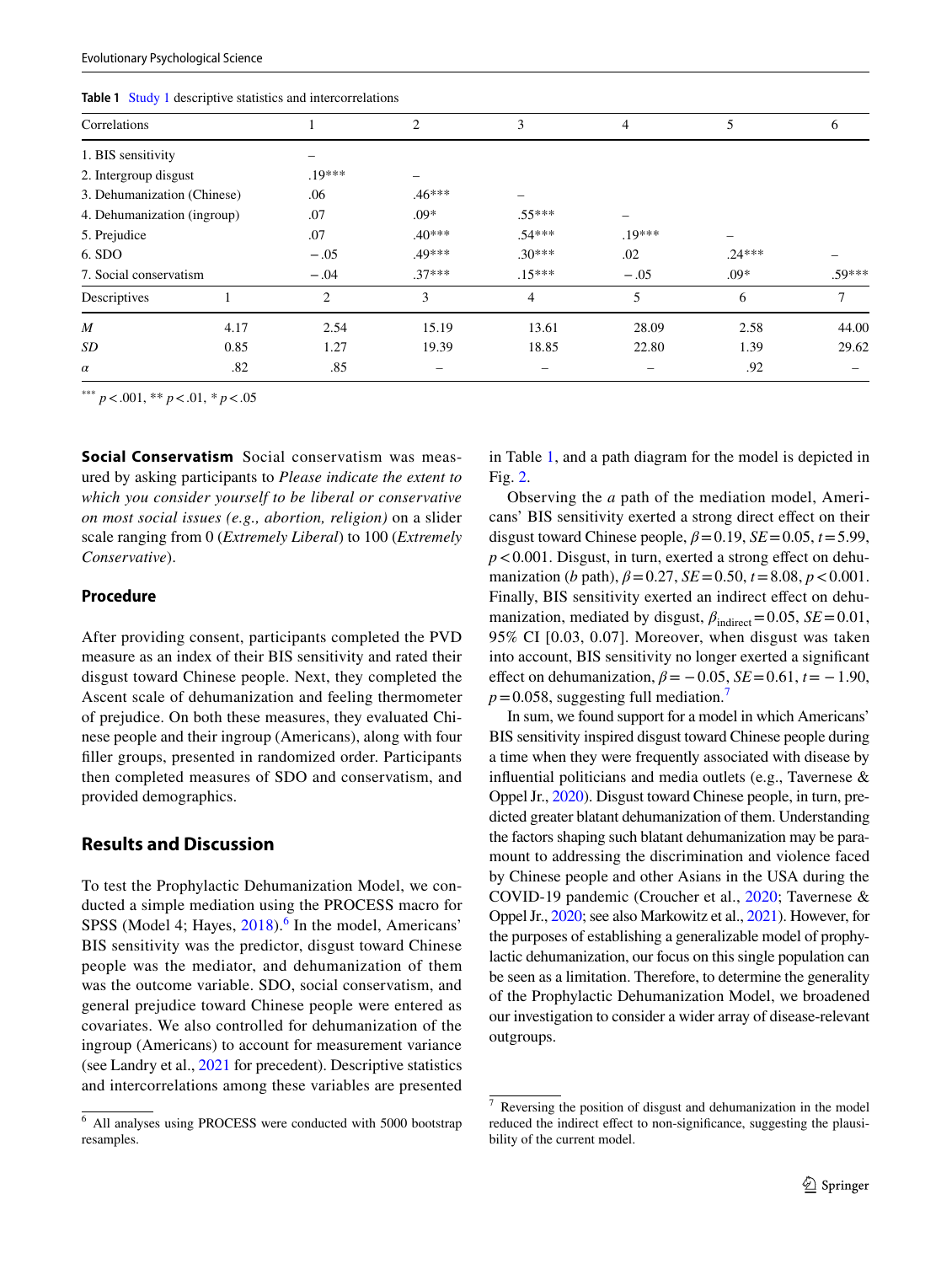**Table 1** Study 1 descriptive statistics and intercorrelations

| Correlations | 1 | 2 | 3 | 4 | 5 | 6 |
|---|---|---|---|---|---|---|
| 1. BIS sensitivity | – | | | | | |
| 2. Intergroup disgust | .19*** | – | | | | |
| 3. Dehumanization (Chinese) | .06 | .46*** | – | | | |
| 4. Dehumanization (ingroup) | .07 | .09* | .55*** | – | | |
| 5. Prejudice | .07 | .40*** | .54*** | .19*** | – | |
| 6. SDO | − .05 | .49*** | .30*** | .02 | .24*** | – |
| 7. Social conservatism | − .04 | .37*** | .15*** | − .05 | .09* | .59*** |

| Descriptives | 1 | 2 | 3 | 4 | 5 | 6 | 7 |
|---|---|---|---|---|---|---|---|
| *M* | 4.17 | 2.54 | 15.19 | 13.61 | 28.09 | 2.58 | 44.00 |
| *SD* | 0.85 | 1.27 | 19.39 | 18.85 | 22.80 | 1.39 | 29.62 |
| *α* | .82 | .85 | – | – | – | .92 | – |

*** $p < .001$, ** $p < .01$, * $p < .05$

**Social Conservatism** Social conservatism was measured by asking participants to *Please indicate the extent to which you consider yourself to be liberal or conservative on most social issues (e.g., abortion, religion)* on a slider scale ranging from 0 (*Extremely Liberal*) to 100 (*Extremely Conservative*).

### Procedure

After providing consent, participants completed the PVD measure as an index of their BIS sensitivity and rated their disgust toward Chinese people. Next, they completed the Ascent scale of dehumanization and feeling thermometer of prejudice. On both these measures, they evaluated Chinese people and their ingroup (Americans), along with four filler groups, presented in randomized order. Participants then completed measures of SDO and conservatism, and provided demographics.

## Results and Discussion

To test the Prophylactic Dehumanization Model, we conducted a simple mediation using the PROCESS macro for SPSS (Model 4; Hayes, 2018).[6] In the model, Americans' BIS sensitivity was the predictor, disgust toward Chinese people was the mediator, and dehumanization of them was the outcome variable. SDO, social conservatism, and general prejudice toward Chinese people were entered as covariates. We also controlled for dehumanization of the ingroup (Americans) to account for measurement variance (see Landry et al., 2021 for precedent). Descriptive statistics and intercorrelations among these variables are presented in Table 1, and a path diagram for the model is depicted in Fig. 2.

Observing the *a* path of the mediation model, Americans' BIS sensitivity exerted a strong direct effect on their disgust toward Chinese people, $\beta = 0.19$, $SE = 0.05$, $t = 5.99$, $p < 0.001$. Disgust, in turn, exerted a strong effect on dehumanization (*b* path), $\beta = 0.27$, $SE = 0.50$, $t = 8.08$, $p < 0.001$. Finally, BIS sensitivity exerted an indirect effect on dehumanization, mediated by disgust, $\beta_{\text{indirect}} = 0.05$, $SE = 0.01$, 95% CI [0.03, 0.07]. Moreover, when disgust was taken into account, BIS sensitivity no longer exerted a significant effect on dehumanization, $\beta = -0.05$, $SE = 0.61$, $t = -1.90$, $p = 0.058$, suggesting full mediation.[7]

In sum, we found support for a model in which Americans' BIS sensitivity inspired disgust toward Chinese people during a time when they were frequently associated with disease by influential politicians and media outlets (e.g., Tavernese & Oppel Jr., 2020). Disgust toward Chinese people, in turn, predicted greater blatant dehumanization of them. Understanding the factors shaping such blatant dehumanization may be paramount to addressing the discrimination and violence faced by Chinese people and other Asians in the USA during the COVID-19 pandemic (Croucher et al., 2020; Tavernese & Oppel Jr., 2020; see also Markowitz et al., 2021). However, for the purposes of establishing a generalizable model of prophylactic dehumanization, our focus on this single population can be seen as a limitation. Therefore, to determine the generality of the Prophylactic Dehumanization Model, we broadened our investigation to consider a wider array of disease-relevant outgroups.

[6] All analyses using PROCESS were conducted with 5000 bootstrap resamples.

[7] Reversing the position of disgust and dehumanization in the model reduced the indirect effect to non-significance, suggesting the plausibility of the current model.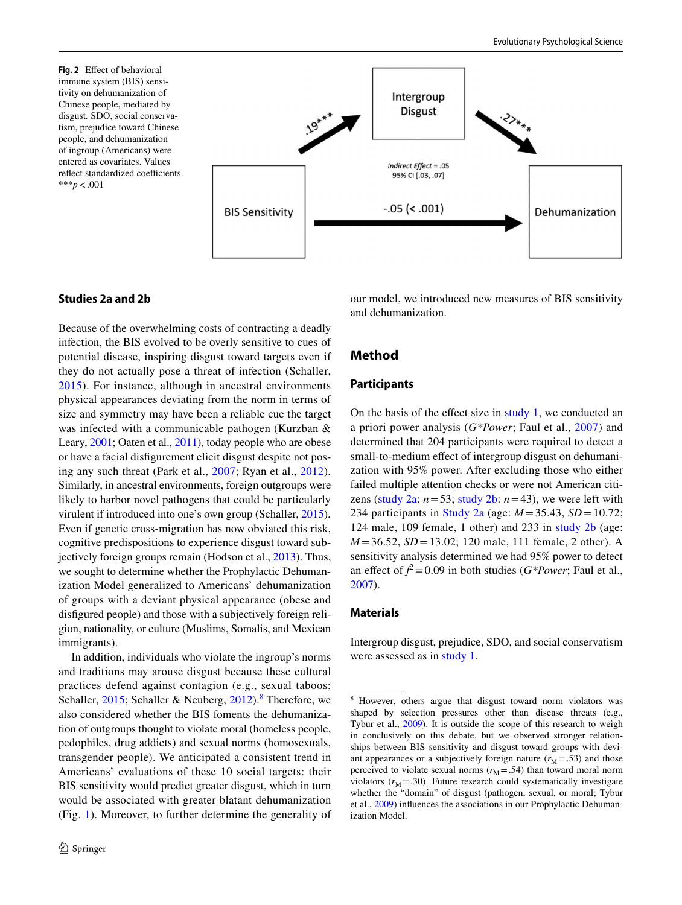**Fig. 2** Effect of behavioral immune system (BIS) sensitivity on dehumanization of Chinese people, mediated by disgust. SDO, social conservatism, prejudice toward Chinese people, and dehumanization of ingroup (Americans) were entered as covariates. Values reflect standardized coefficients. ***$p < .001$

## Studies 2a and 2b

Because of the overwhelming costs of contracting a deadly infection, the BIS evolved to be overly sensitive to cues of potential disease, inspiring disgust toward targets even if they do not actually pose a threat of infection (Schaller, 2015). For instance, although in ancestral environments physical appearances deviating from the norm in terms of size and symmetry may have been a reliable cue the target was infected with a communicable pathogen (Kurzban & Leary, 2001; Oaten et al., 2011), today people who are obese or have a facial disfigurement elicit disgust despite not posing any such threat (Park et al., 2007; Ryan et al., 2012). Similarly, in ancestral environments, foreign outgroups were likely to harbor novel pathogens that could be particularly virulent if introduced into one's own group (Schaller, 2015). Even if genetic cross-migration has now obviated this risk, cognitive predispositions to experience disgust toward subjectively foreign groups remain (Hodson et al., 2013). Thus, we sought to determine whether the Prophylactic Dehumanization Model generalized to Americans' dehumanization of groups with a deviant physical appearance (obese and disfigured people) and those with a subjectively foreign religion, nationality, or culture (Muslims, Somalis, and Mexican immigrants).

In addition, individuals who violate the ingroup's norms and traditions may arouse disgust because these cultural practices defend against contagion (e.g., sexual taboos; Schaller, 2015; Schaller & Neuberg, 2012).[8] Therefore, we also considered whether the BIS foments the dehumanization of outgroups thought to violate moral (homeless people, pedophiles, drug addicts) and sexual norms (homosexuals, transgender people). We anticipated a consistent trend in Americans' evaluations of these 10 social targets: their BIS sensitivity would predict greater disgust, which in turn would be associated with greater blatant dehumanization (Fig. 1). Moreover, to further determine the generality of our model, we introduced new measures of BIS sensitivity and dehumanization.

## Method

### Participants

On the basis of the effect size in study 1, we conducted an a priori power analysis (*G\*Power*; Faul et al., 2007) and determined that 204 participants were required to detect a small-to-medium effect of intergroup disgust on dehumanization with 95% power. After excluding those who either failed multiple attention checks or were not American citizens (study 2a: $n = 53$; study 2b: $n = 43$), we were left with 234 participants in Study 2a (age: $M = 35.43$, $SD = 10.72$; 124 male, 109 female, 1 other) and 233 in study 2b (age: $M = 36.52$, $SD = 13.02$; 120 male, 111 female, 2 other). A sensitivity analysis determined we had 95% power to detect an effect of $f^2 = 0.09$ in both studies (*G\*Power*; Faul et al., 2007).

### Materials

Intergroup disgust, prejudice, SDO, and social conservatism were assessed as in study 1.

[8] However, others argue that disgust toward norm violators was shaped by selection pressures other than disease threats (e.g., Tybur et al., 2009). It is outside the scope of this research to weigh in conclusively on this debate, but we observed stronger relationships between BIS sensitivity and disgust toward groups with deviant appearances or a subjectively foreign nature ($r_M = .53$) and those perceived to violate sexual norms ($r_M = .54$) than toward moral norm violators ($r_M = .30$). Future research could systematically investigate whether the "domain" of disgust (pathogen, sexual, or moral; Tybur et al., 2009) influences the associations in our Prophylactic Dehumanization Model.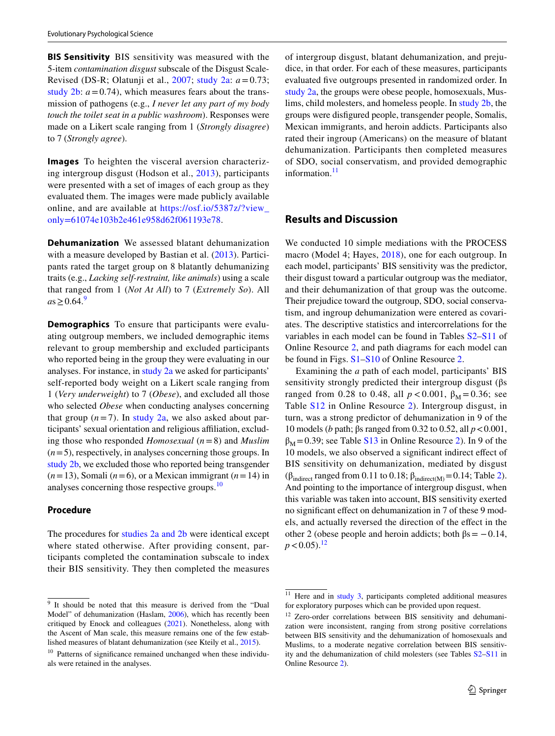**BIS Sensitivity** BIS sensitivity was measured with the 5-item *contamination disgust* subscale of the Disgust Scale-Revised (DS-R; Olatunji et al., 2007; study 2a: $a = 0.73$; study 2b: $a = 0.74$), which measures fears about the transmission of pathogens (e.g., *I never let any part of my body touch the toilet seat in a public washroom*). Responses were made on a Likert scale ranging from 1 (*Strongly disagree*) to 7 (*Strongly agree*).

**Images** To heighten the visceral aversion characterizing intergroup disgust (Hodson et al., 2013), participants were presented with a set of images of each group as they evaluated them. The images were made publicly available online, and are available at https://osf.io/5387z/?view_only=61074e103b2e461e958d62f061193e78.

**Dehumanization** We assessed blatant dehumanization with a measure developed by Bastian et al. (2013). Participants rated the target group on 8 blatantly dehumanizing traits (e.g., *Lacking self-restraint, like animals*) using a scale that ranged from 1 (*Not At All*) to 7 (*Extremely So*). All $a$s $\geq 0.64$.[9]

**Demographics** To ensure that participants were evaluating outgroup members, we included demographic items relevant to group membership and excluded participants who reported being in the group they were evaluating in our analyses. For instance, in study 2a we asked for participants' self-reported body weight on a Likert scale ranging from 1 (*Very underweight*) to 7 (*Obese*), and excluded all those who selected *Obese* when conducting analyses concerning that group ($n = 7$). In study 2a, we also asked about participants' sexual orientation and religious affiliation, excluding those who responded *Homosexual* ($n = 8$) and *Muslim* ($n = 5$), respectively, in analyses concerning those groups. In study 2b, we excluded those who reported being transgender ($n = 13$), Somali ($n = 6$), or a Mexican immigrant ($n = 14$) in analyses concerning those respective groups.[10]

### Procedure

The procedures for studies 2a and 2b were identical except where stated otherwise. After providing consent, participants completed the contamination subscale to index their BIS sensitivity. They then completed the measures of intergroup disgust, blatant dehumanization, and prejudice, in that order. For each of these measures, participants evaluated five outgroups presented in randomized order. In study 2a, the groups were obese people, homosexuals, Muslims, child molesters, and homeless people. In study 2b, the groups were disfigured people, transgender people, Somalis, Mexican immigrants, and heroin addicts. Participants also rated their ingroup (Americans) on the measure of blatant dehumanization. Participants then completed measures of SDO, social conservatism, and provided demographic information.[11]

## Results and Discussion

We conducted 10 simple mediations with the PROCESS macro (Model 4; Hayes, 2018), one for each outgroup. In each model, participants' BIS sensitivity was the predictor, their disgust toward a particular outgroup was the mediator, and their dehumanization of that group was the outcome. Their prejudice toward the outgroup, SDO, social conservatism, and ingroup dehumanization were entered as covariates. The descriptive statistics and intercorrelations for the variables in each model can be found in Tables S2–S11 of Online Resource 2, and path diagrams for each model can be found in Figs. S1–S10 of Online Resource 2.

Examining the *a* path of each model, participants' BIS sensitivity strongly predicted their intergroup disgust (βs ranged from 0.28 to 0.48, all $p < 0.001$, $\beta_M = 0.36$; see Table S12 in Online Resource 2). Intergroup disgust, in turn, was a strong predictor of dehumanization in 9 of the 10 models (*b* path; βs ranged from 0.32 to 0.52, all $p < 0.001$, $\beta_M = 0.39$; see Table S13 in Online Resource 2). In 9 of the 10 models, we also observed a significant indirect effect of BIS sensitivity on dehumanization, mediated by disgust ($\beta_{indirect}$ ranged from 0.11 to 0.18; $\beta_{indirect(M)} = 0.14$; Table 2). And pointing to the importance of intergroup disgust, when this variable was taken into account, BIS sensitivity exerted no significant effect on dehumanization in 7 of these 9 models, and actually reversed the direction of the effect in the other 2 (obese people and heroin addicts; both βs $= -0.14$, $p < 0.05$).[12]

---

[9] It should be noted that this measure is derived from the "Dual Model" of dehumanization (Haslam, 2006), which has recently been critiqued by Enock and colleagues (2021). Nonetheless, along with the Ascent of Man scale, this measure remains one of the few established measures of blatant dehumanization (see Kteily et al., 2015).

[10] Patterns of significance remained unchanged when these individuals were retained in the analyses.

[11] Here and in study 3, participants completed additional measures for exploratory purposes which can be provided upon request.

[12] Zero-order correlations between BIS sensitivity and dehumanization were inconsistent, ranging from strong positive correlations between BIS sensitivity and the dehumanization of homosexuals and Muslims, to a moderate negative correlation between BIS sensitivity and the dehumanization of child molesters (see Tables S2–S11 in Online Resource 2).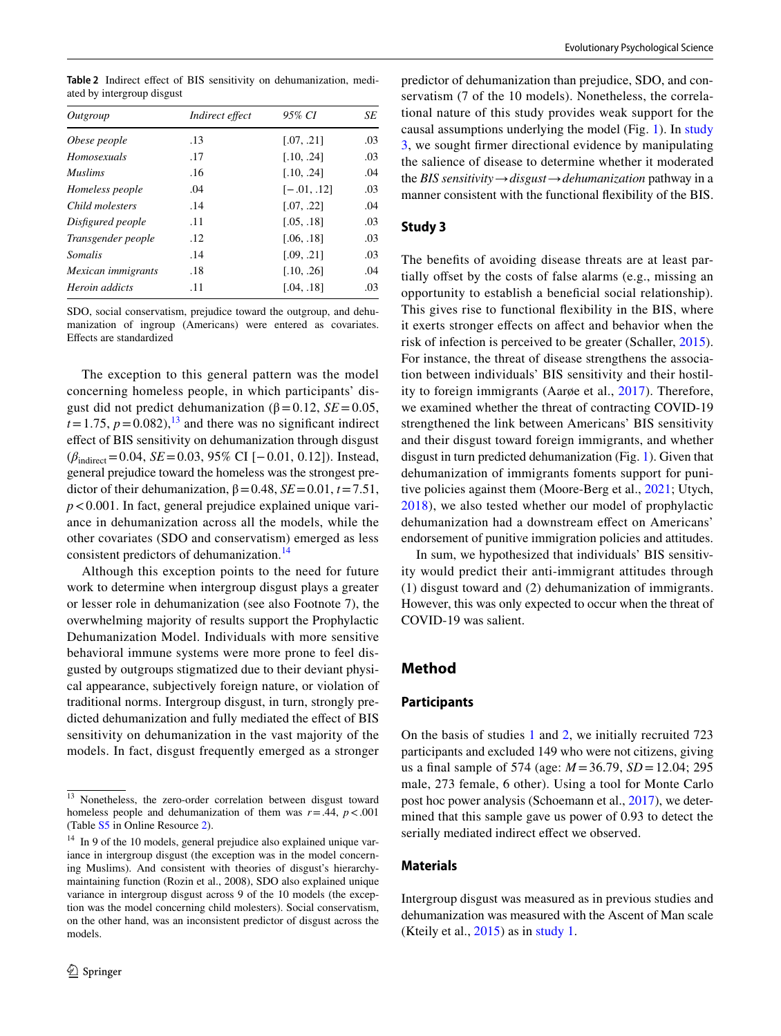**Table 2** Indirect effect of BIS sensitivity on dehumanization, mediated by intergroup disgust

| *Outgroup* | *Indirect effect* | *95% CI* | *SE* |
|---|---|---|---|
| *Obese people* | .13 | [.07, .21] | .03 |
| *Homosexuals* | .17 | [.10, .24] | .03 |
| *Muslims* | .16 | [.10, .24] | .04 |
| *Homeless people* | .04 | [−.01, .12] | .03 |
| *Child molesters* | .14 | [.07, .22] | .04 |
| *Disfigured people* | .11 | [.05, .18] | .03 |
| *Transgender people* | .12 | [.06, .18] | .03 |
| *Somalis* | .14 | [.09, .21] | .03 |
| *Mexican immigrants* | .18 | [.10, .26] | .04 |
| *Heroin addicts* | .11 | [.04, .18] | .03 |

SDO, social conservatism, prejudice toward the outgroup, and dehumanization of ingroup (Americans) were entered as covariates. Effects are standardized

The exception to this general pattern was the model concerning homeless people, in which participants' disgust did not predict dehumanization ($\beta = 0.12$, $SE = 0.05$, $t = 1.75$, $p = 0.082$),[13] and there was no significant indirect effect of BIS sensitivity on dehumanization through disgust ($\beta_{indirect} = 0.04$, $SE = 0.03$, 95% CI [−0.01, 0.12]). Instead, general prejudice toward the homeless was the strongest predictor of their dehumanization, $\beta = 0.48$, $SE = 0.01$, $t = 7.51$, $p < 0.001$. In fact, general prejudice explained unique variance in dehumanization across all the models, while the other covariates (SDO and conservatism) emerged as less consistent predictors of dehumanization.[14]

Although this exception points to the need for future work to determine when intergroup disgust plays a greater or lesser role in dehumanization (see also Footnote 7), the overwhelming majority of results support the Prophylactic Dehumanization Model. Individuals with more sensitive behavioral immune systems were more prone to feel disgusted by outgroups stigmatized due to their deviant physical appearance, subjectively foreign nature, or violation of traditional norms. Intergroup disgust, in turn, strongly predicted dehumanization and fully mediated the effect of BIS sensitivity on dehumanization in the vast majority of the models. In fact, disgust frequently emerged as a stronger predictor of dehumanization than prejudice, SDO, and conservatism (7 of the 10 models). Nonetheless, the correlational nature of this study provides weak support for the causal assumptions underlying the model (Fig. 1). In study 3, we sought firmer directional evidence by manipulating the salience of disease to determine whether it moderated the *BIS sensitivity→disgust→dehumanization* pathway in a manner consistent with the functional flexibility of the BIS.

[13] Nonetheless, the zero-order correlation between disgust toward homeless people and dehumanization of them was $r = .44$, $p < .001$ (Table S5 in Online Resource 2).

[14] In 9 of the 10 models, general prejudice also explained unique variance in intergroup disgust (the exception was in the model concerning Muslims). And consistent with theories of disgust's hierarchy-maintaining function (Rozin et al., 2008), SDO also explained unique variance in intergroup disgust across 9 of the 10 models (the exception was the model concerning child molesters). Social conservatism, on the other hand, was an inconsistent predictor of disgust across the models.

## Study 3

The benefits of avoiding disease threats are at least partially offset by the costs of false alarms (e.g., missing an opportunity to establish a beneficial social relationship). This gives rise to functional flexibility in the BIS, where it exerts stronger effects on affect and behavior when the risk of infection is perceived to be greater (Schaller, 2015). For instance, the threat of disease strengthens the association between individuals' BIS sensitivity and their hostility to foreign immigrants (Aarøe et al., 2017). Therefore, we examined whether the threat of contracting COVID-19 strengthened the link between Americans' BIS sensitivity and their disgust toward foreign immigrants, and whether disgust in turn predicted dehumanization (Fig. 1). Given that dehumanization of immigrants foments support for punitive policies against them (Moore-Berg et al., 2021; Utych, 2018), we also tested whether our model of prophylactic dehumanization had a downstream effect on Americans' endorsement of punitive immigration policies and attitudes.

In sum, we hypothesized that individuals' BIS sensitivity would predict their anti-immigrant attitudes through (1) disgust toward and (2) dehumanization of immigrants. However, this was only expected to occur when the threat of COVID-19 was salient.

## Method

### Participants

On the basis of studies 1 and 2, we initially recruited 723 participants and excluded 149 who were not citizens, giving us a final sample of 574 (age: $M = 36.79$, $SD = 12.04$; 295 male, 273 female, 6 other). Using a tool for Monte Carlo post hoc power analysis (Schoemann et al., 2017), we determined that this sample gave us power of 0.93 to detect the serially mediated indirect effect we observed.

### Materials

Intergroup disgust was measured as in previous studies and dehumanization was measured with the Ascent of Man scale (Kteily et al., 2015) as in study 1.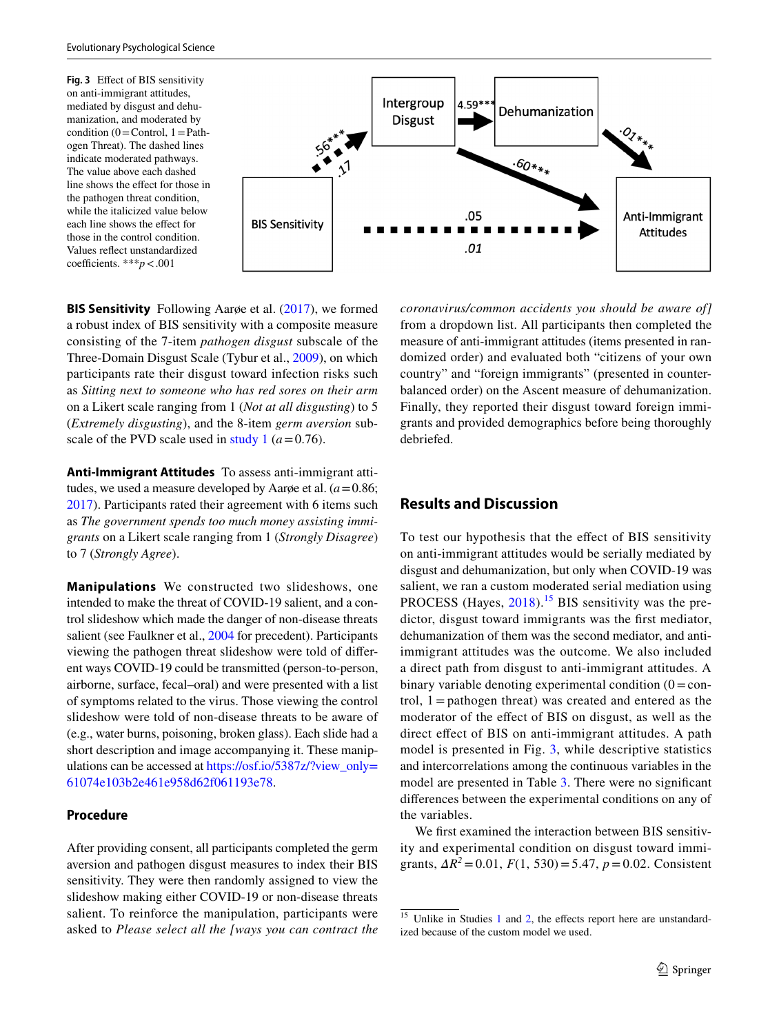**Fig. 3** Effect of BIS sensitivity on anti-immigrant attitudes, mediated by disgust and dehumanization, and moderated by condition (0 = Control, 1 = Pathogen Threat). The dashed lines indicate moderated pathways. The value above each dashed line shows the effect for those in the pathogen threat condition, while the italicized value below each line shows the effect for those in the control condition. Values reflect unstandardized coefficients. ***$p < .001$

**BIS Sensitivity** Following Aarøe et al. (2017), we formed a robust index of BIS sensitivity with a composite measure consisting of the 7-item *pathogen disgust* subscale of the Three-Domain Disgust Scale (Tybur et al., 2009), on which participants rate their disgust toward infection risks such as *Sitting next to someone who has red sores on their arm* on a Likert scale ranging from 1 (*Not at all disgusting*) to 5 (*Extremely disgusting*), and the 8-item *germ aversion* subscale of the PVD scale used in study 1 ($a = 0.76$).

**Anti-Immigrant Attitudes** To assess anti-immigrant attitudes, we used a measure developed by Aarøe et al. ($a = 0.86$; 2017). Participants rated their agreement with 6 items such as *The government spends too much money assisting immigrants* on a Likert scale ranging from 1 (*Strongly Disagree*) to 7 (*Strongly Agree*).

**Manipulations** We constructed two slideshows, one intended to make the threat of COVID-19 salient, and a control slideshow which made the danger of non-disease threats salient (see Faulkner et al., 2004 for precedent). Participants viewing the pathogen threat slideshow were told of different ways COVID-19 could be transmitted (person-to-person, airborne, surface, fecal–oral) and were presented with a list of symptoms related to the virus. Those viewing the control slideshow were told of non-disease threats to be aware of (e.g., water burns, poisoning, broken glass). Each slide had a short description and image accompanying it. These manipulations can be accessed at https://osf.io/5387z/?view_only=61074e103b2e461e958d62f061193e78.

### Procedure

After providing consent, all participants completed the germ aversion and pathogen disgust measures to index their BIS sensitivity. They were then randomly assigned to view the slideshow making either COVID-19 or non-disease threats salient. To reinforce the manipulation, participants were asked to *Please select all the [ways you can contract the coronavirus/common accidents you should be aware of]* from a dropdown list. All participants then completed the measure of anti-immigrant attitudes (items presented in randomized order) and evaluated both "citizens of your own country" and "foreign immigrants" (presented in counterbalanced order) on the Ascent measure of dehumanization. Finally, they reported their disgust toward foreign immigrants and provided demographics before being thoroughly debriefed.

## Results and Discussion

To test our hypothesis that the effect of BIS sensitivity on anti-immigrant attitudes would be serially mediated by disgust and dehumanization, but only when COVID-19 was salient, we ran a custom moderated serial mediation using PROCESS (Hayes, 2018).[15] BIS sensitivity was the predictor, disgust toward immigrants was the first mediator, dehumanization of them was the second mediator, and anti-immigrant attitudes was the outcome. We also included a direct path from disgust to anti-immigrant attitudes. A binary variable denoting experimental condition (0 = control, 1 = pathogen threat) was created and entered as the moderator of the effect of BIS on disgust, as well as the direct effect of BIS on anti-immigrant attitudes. A path model is presented in Fig. 3, while descriptive statistics and intercorrelations among the continuous variables in the model are presented in Table 3. There were no significant differences between the experimental conditions on any of the variables.

We first examined the interaction between BIS sensitivity and experimental condition on disgust toward immigrants, $\Delta R^2 = 0.01$, $F(1, 530) = 5.47$, $p = 0.02$. Consistent

[15] Unlike in Studies 1 and 2, the effects report here are unstandardized because of the custom model we used.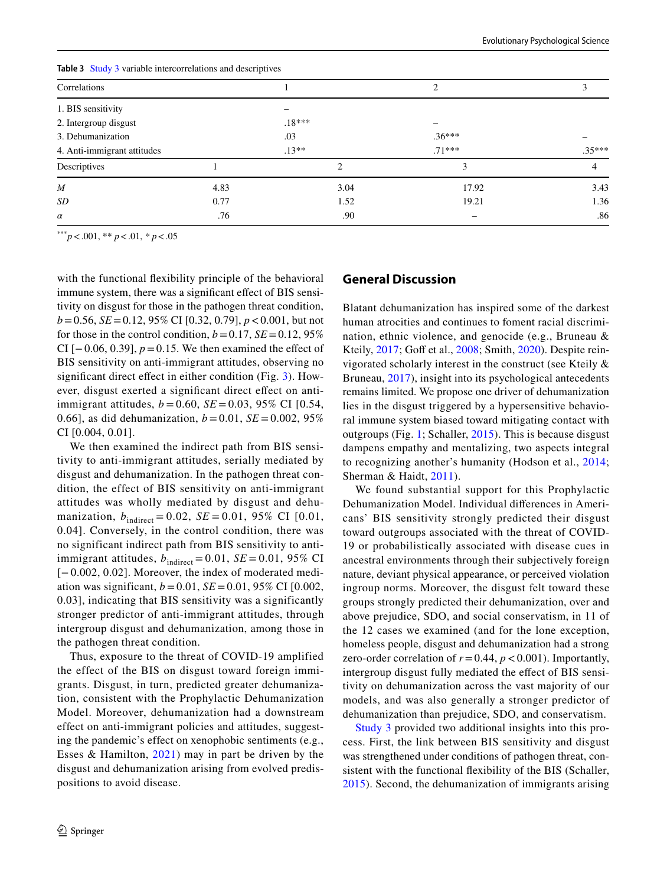**Table 3** Study 3 variable intercorrelations and descriptives

| Correlations | 1 | 2 | 3 |
|---|---|---|---|
| 1. BIS sensitivity | – | | |
| 2. Intergroup disgust | .18*** | – | |
| 3. Dehumanization | .03 | .36*** | – |
| 4. Anti-immigrant attitudes | .13** | .71*** | .35*** |

| Descriptives | 1 | 2 | 3 | 4 |
|---|---|---|---|---|
| *M* | 4.83 | 3.04 | 17.92 | 3.43 |
| *SD* | 0.77 | 1.52 | 19.21 | 1.36 |
| *α* | .76 | .90 | – | .86 |

*** $p < .001$, ** $p < .01$, * $p < .05$

with the functional flexibility principle of the behavioral immune system, there was a significant effect of BIS sensitivity on disgust for those in the pathogen threat condition, $b = 0.56$, $SE = 0.12$, 95% CI [0.32, 0.79], $p < 0.001$, but not for those in the control condition, $b = 0.17$, $SE = 0.12$, 95% CI [−0.06, 0.39], $p = 0.15$. We then examined the effect of BIS sensitivity on anti-immigrant attitudes, observing no significant direct effect in either condition (Fig. 3). However, disgust exerted a significant direct effect on anti-immigrant attitudes, $b = 0.60$, $SE = 0.03$, 95% CI [0.54, 0.66], as did dehumanization, $b = 0.01$, $SE = 0.002$, 95% CI [0.004, 0.01].

We then examined the indirect path from BIS sensitivity to anti-immigrant attitudes, serially mediated by disgust and dehumanization. In the pathogen threat condition, the effect of BIS sensitivity on anti-immigrant attitudes was wholly mediated by disgust and dehumanization, $b_{\text{indirect}} = 0.02$, $SE = 0.01$, 95% CI [0.01, 0.04]. Conversely, in the control condition, there was no significant indirect path from BIS sensitivity to anti-immigrant attitudes, $b_{\text{indirect}} = 0.01$, $SE = 0.01$, 95% CI [−0.002, 0.02]. Moreover, the index of moderated mediation was significant, $b = 0.01$, $SE = 0.01$, 95% CI [0.002, 0.03], indicating that BIS sensitivity was a significantly stronger predictor of anti-immigrant attitudes, through intergroup disgust and dehumanization, among those in the pathogen threat condition.

Thus, exposure to the threat of COVID-19 amplified the effect of the BIS on disgust toward foreign immigrants. Disgust, in turn, predicted greater dehumanization, consistent with the Prophylactic Dehumanization Model. Moreover, dehumanization had a downstream effect on anti-immigrant policies and attitudes, suggesting the pandemic's effect on xenophobic sentiments (e.g., Esses & Hamilton, 2021) may in part be driven by the disgust and dehumanization arising from evolved predispositions to avoid disease.

## General Discussion

Blatant dehumanization has inspired some of the darkest human atrocities and continues to foment racial discrimination, ethnic violence, and genocide (e.g., Bruneau & Kteily, 2017; Goff et al., 2008; Smith, 2020). Despite reinvigorated scholarly interest in the construct (see Kteily & Bruneau, 2017), insight into its psychological antecedents remains limited. We propose one driver of dehumanization lies in the disgust triggered by a hypersensitive behavioral immune system biased toward mitigating contact with outgroups (Fig. 1; Schaller, 2015). This is because disgust dampens empathy and mentalizing, two aspects integral to recognizing another's humanity (Hodson et al., 2014; Sherman & Haidt, 2011).

We found substantial support for this Prophylactic Dehumanization Model. Individual differences in Americans' BIS sensitivity strongly predicted their disgust toward outgroups associated with the threat of COVID-19 or probabilistically associated with disease cues in ancestral environments through their subjectively foreign nature, deviant physical appearance, or perceived violation ingroup norms. Moreover, the disgust felt toward these groups strongly predicted their dehumanization, over and above prejudice, SDO, and social conservatism, in 11 of the 12 cases we examined (and for the lone exception, homeless people, disgust and dehumanization had a strong zero-order correlation of $r = 0.44$, $p < 0.001$). Importantly, intergroup disgust fully mediated the effect of BIS sensitivity on dehumanization across the vast majority of our models, and was also generally a stronger predictor of dehumanization than prejudice, SDO, and conservatism.

Study 3 provided two additional insights into this process. First, the link between BIS sensitivity and disgust was strengthened under conditions of pathogen threat, consistent with the functional flexibility of the BIS (Schaller, 2015). Second, the dehumanization of immigrants arising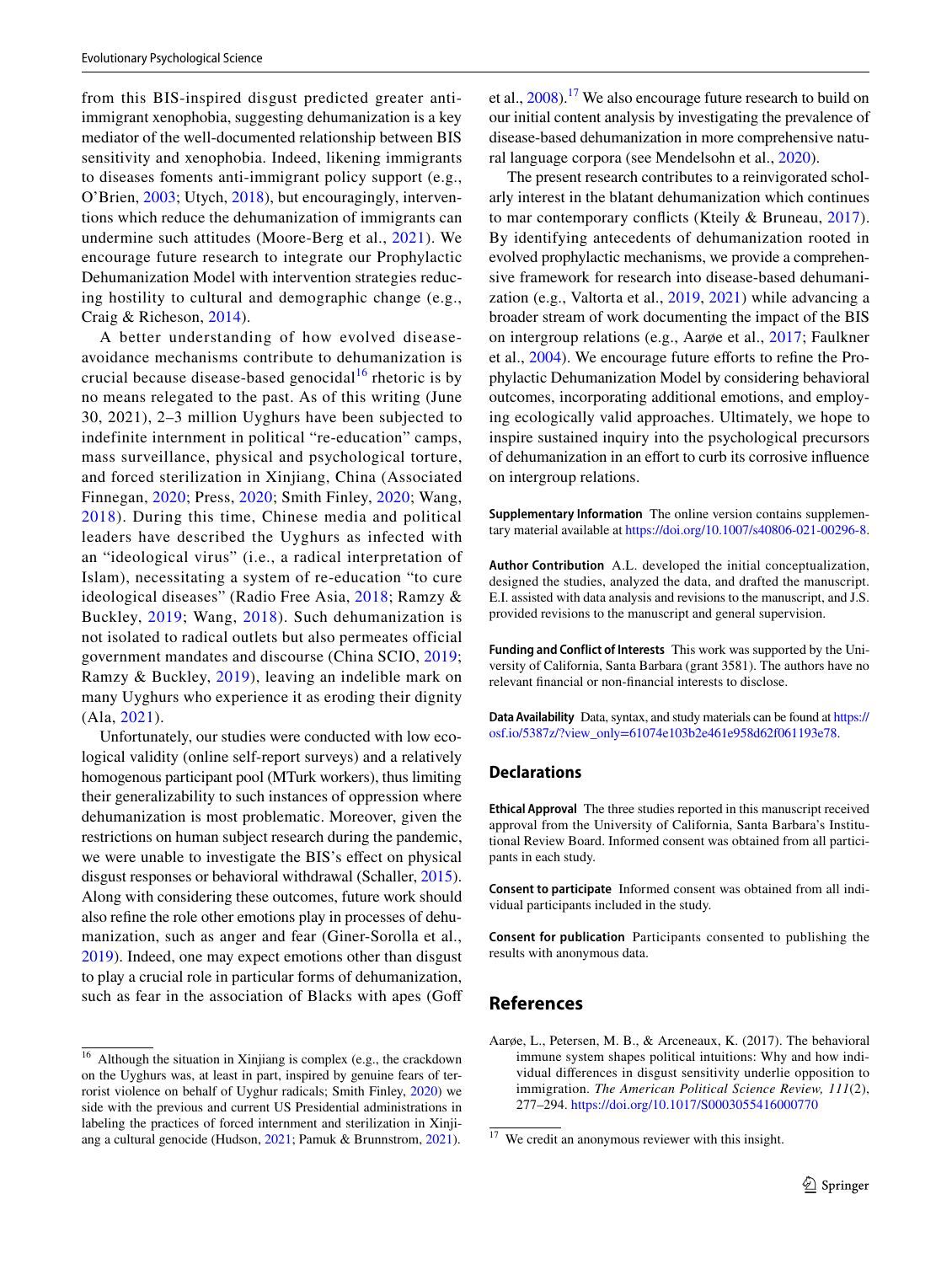from this BIS-inspired disgust predicted greater anti-immigrant xenophobia, suggesting dehumanization is a key mediator of the well-documented relationship between BIS sensitivity and xenophobia. Indeed, likening immigrants to diseases foments anti-immigrant policy support (e.g., O'Brien, 2003; Utych, 2018), but encouragingly, interventions which reduce the dehumanization of immigrants can undermine such attitudes (Moore-Berg et al., 2021). We encourage future research to integrate our Prophylactic Dehumanization Model with intervention strategies reducing hostility to cultural and demographic change (e.g., Craig & Richeson, 2014).

A better understanding of how evolved disease-avoidance mechanisms contribute to dehumanization is crucial because disease-based genocidal[16] rhetoric is by no means relegated to the past. As of this writing (June 30, 2021), 2–3 million Uyghurs have been subjected to indefinite internment in political "re-education" camps, mass surveillance, physical and psychological torture, and forced sterilization in Xinjiang, China (Associated Finnegan, 2020; Press, 2020; Smith Finley, 2020; Wang, 2018). During this time, Chinese media and political leaders have described the Uyghurs as infected with an "ideological virus" (i.e., a radical interpretation of Islam), necessitating a system of re-education "to cure ideological diseases" (Radio Free Asia, 2018; Ramzy & Buckley, 2019; Wang, 2018). Such dehumanization is not isolated to radical outlets but also permeates official government mandates and discourse (China SCIO, 2019; Ramzy & Buckley, 2019), leaving an indelible mark on many Uyghurs who experience it as eroding their dignity (Ala, 2021).

Unfortunately, our studies were conducted with low ecological validity (online self-report surveys) and a relatively homogenous participant pool (MTurk workers), thus limiting their generalizability to such instances of oppression where dehumanization is most problematic. Moreover, given the restrictions on human subject research during the pandemic, we were unable to investigate the BIS's effect on physical disgust responses or behavioral withdrawal (Schaller, 2015). Along with considering these outcomes, future work should also refine the role other emotions play in processes of dehumanization, such as anger and fear (Giner-Sorolla et al., 2019). Indeed, one may expect emotions other than disgust to play a crucial role in particular forms of dehumanization, such as fear in the association of Blacks with apes (Goff et al., 2008).[17] We also encourage future research to build on our initial content analysis by investigating the prevalence of disease-based dehumanization in more comprehensive natural language corpora (see Mendelsohn et al., 2020).

The present research contributes to a reinvigorated scholarly interest in the blatant dehumanization which continues to mar contemporary conflicts (Kteily & Bruneau, 2017). By identifying antecedents of dehumanization rooted in evolved prophylactic mechanisms, we provide a comprehensive framework for research into disease-based dehumanization (e.g., Valtorta et al., 2019, 2021) while advancing a broader stream of work documenting the impact of the BIS on intergroup relations (e.g., Aarøe et al., 2017; Faulkner et al., 2004). We encourage future efforts to refine the Prophylactic Dehumanization Model by considering behavioral outcomes, incorporating additional emotions, and employing ecologically valid approaches. Ultimately, we hope to inspire sustained inquiry into the psychological precursors of dehumanization in an effort to curb its corrosive influence on intergroup relations.

[16] Although the situation in Xinjiang is complex (e.g., the crackdown on the Uyghurs was, at least in part, inspired by genuine fears of terrorist violence on behalf of Uyghur radicals; Smith Finley, 2020) we side with the previous and current US Presidential administrations in labeling the practices of forced internment and sterilization in Xinjiang a cultural genocide (Hudson, 2021; Pamuk & Brunnstrom, 2021).

[17] We credit an anonymous reviewer with this insight.

**Supplementary Information** The online version contains supplementary material available at https://doi.org/10.1007/s40806-021-00296-8.

**Author Contribution** A.L. developed the initial conceptualization, designed the studies, analyzed the data, and drafted the manuscript. E.I. assisted with data analysis and revisions to the manuscript, and J.S. provided revisions to the manuscript and general supervision.

**Funding and Conflict of Interests** This work was supported by the University of California, Santa Barbara (grant 3581). The authors have no relevant financial or non-financial interests to disclose.

**Data Availability** Data, syntax, and study materials can be found at https://osf.io/5387z/?view_only=61074e103b2e461e958d62f061193e78.

## Declarations

**Ethical Approval** The three studies reported in this manuscript received approval from the University of California, Santa Barbara's Institutional Review Board. Informed consent was obtained from all participants in each study.

**Consent to participate** Informed consent was obtained from all individual participants included in the study.

**Consent for publication** Participants consented to publishing the results with anonymous data.

## References

Aarøe, L., Petersen, M. B., & Arceneaux, K. (2017). The behavioral immune system shapes political intuitions: Why and how individual differences in disgust sensitivity underlie opposition to immigration. *The American Political Science Review, 111*(2), 277–294. https://doi.org/10.1017/S0003055416000770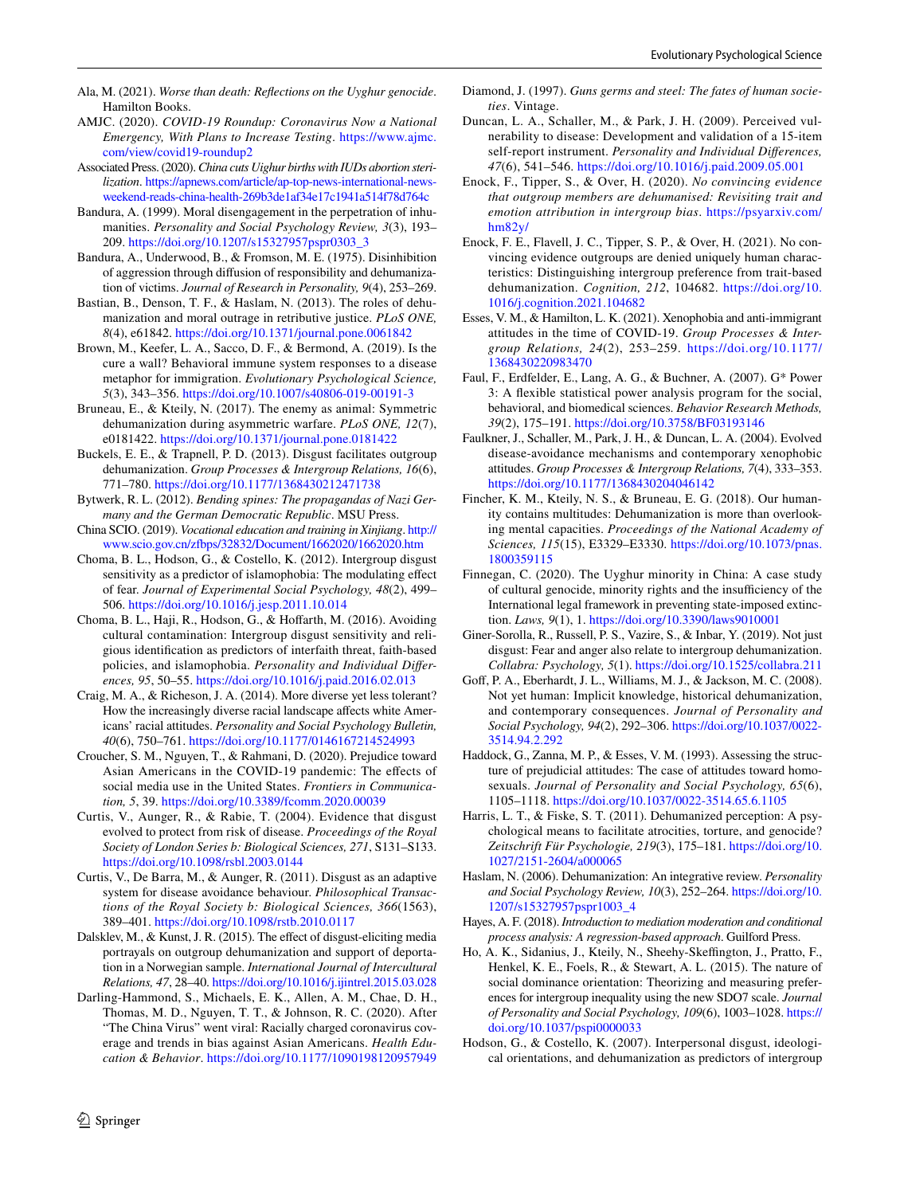Ala, M. (2021). *Worse than death: Reflections on the Uyghur genocide*. Hamilton Books.

AMJC. (2020). *COVID-19 Roundup: Coronavirus Now a National Emergency, With Plans to Increase Testing*. https://www.ajmc.com/view/covid19-roundup2

Associated Press. (2020). *China cuts Uighur births with IUDs abortion sterilization*. https://apnews.com/article/ap-top-news-international-news-weekend-reads-china-health-269b3de1af34e17c1941a514f78d764c

Bandura, A. (1999). Moral disengagement in the perpetration of inhumanities. *Personality and Social Psychology Review, 3*(3), 193–209. https://doi.org/10.1207/s15327957pspr0303_3

Bandura, A., Underwood, B., & Fromson, M. E. (1975). Disinhibition of aggression through diffusion of responsibility and dehumanization of victims. *Journal of Research in Personality, 9*(4), 253–269.

Bastian, B., Denson, T. F., & Haslam, N. (2013). The roles of dehumanization and moral outrage in retributive justice. *PLoS ONE, 8*(4), e61842. https://doi.org/10.1371/journal.pone.0061842

Brown, M., Keefer, L. A., Sacco, D. F., & Bermond, A. (2019). Is the cure a wall? Behavioral immune system responses to a disease metaphor for immigration. *Evolutionary Psychological Science, 5*(3), 343–356. https://doi.org/10.1007/s40806-019-00191-3

Bruneau, E., & Kteily, N. (2017). The enemy as animal: Symmetric dehumanization during asymmetric warfare. *PLoS ONE, 12*(7), e0181422. https://doi.org/10.1371/journal.pone.0181422

Buckels, E. E., & Trapnell, P. D. (2013). Disgust facilitates outgroup dehumanization. *Group Processes & Intergroup Relations, 16*(6), 771–780. https://doi.org/10.1177/1368430212471738

Bytwerk, R. L. (2012). *Bending spines: The propagandas of Nazi Germany and the German Democratic Republic*. MSU Press.

China SCIO. (2019). *Vocational education and training in Xinjiang*. http://www.scio.gov.cn/zfbps/32832/Document/1662020/1662020.htm

Choma, B. L., Hodson, G., & Costello, K. (2012). Intergroup disgust sensitivity as a predictor of islamophobia: The modulating effect of fear. *Journal of Experimental Social Psychology, 48*(2), 499–506. https://doi.org/10.1016/j.jesp.2011.10.014

Choma, B. L., Haji, R., Hodson, G., & Hoffarth, M. (2016). Avoiding cultural contamination: Intergroup disgust sensitivity and religious identification as predictors of interfaith threat, faith-based policies, and islamophobia. *Personality and Individual Differences, 95*, 50–55. https://doi.org/10.1016/j.paid.2016.02.013

Craig, M. A., & Richeson, J. A. (2014). More diverse yet less tolerant? How the increasingly diverse racial landscape affects white Americans' racial attitudes. *Personality and Social Psychology Bulletin, 40*(6), 750–761. https://doi.org/10.1177/0146167214524993

Croucher, S. M., Nguyen, T., & Rahmani, D. (2020). Prejudice toward Asian Americans in the COVID-19 pandemic: The effects of social media use in the United States. *Frontiers in Communication, 5*, 39. https://doi.org/10.3389/fcomm.2020.00039

Curtis, V., Aunger, R., & Rabie, T. (2004). Evidence that disgust evolved to protect from risk of disease. *Proceedings of the Royal Society of London Series b: Biological Sciences, 271*, S131–S133. https://doi.org/10.1098/rsbl.2003.0144

Curtis, V., De Barra, M., & Aunger, R. (2011). Disgust as an adaptive system for disease avoidance behaviour. *Philosophical Transactions of the Royal Society b: Biological Sciences, 366*(1563), 389–401. https://doi.org/10.1098/rstb.2010.0117

Dalsklev, M., & Kunst, J. R. (2015). The effect of disgust-eliciting media portrayals on outgroup dehumanization and support of deportation in a Norwegian sample. *International Journal of Intercultural Relations, 47*, 28–40. https://doi.org/10.1016/j.ijintrel.2015.03.028

Darling-Hammond, S., Michaels, E. K., Allen, A. M., Chae, D. H., Thomas, M. D., Nguyen, T. T., & Johnson, R. C. (2020). After "The China Virus" went viral: Racially charged coronavirus coverage and trends in bias against Asian Americans. *Health Education & Behavior*. https://doi.org/10.1177/1090198120957949

Diamond, J. (1997). *Guns germs and steel: The fates of human societies*. Vintage.

Duncan, L. A., Schaller, M., & Park, J. H. (2009). Perceived vulnerability to disease: Development and validation of a 15-item self-report instrument. *Personality and Individual Differences, 47*(6), 541–546. https://doi.org/10.1016/j.paid.2009.05.001

Enock, F., Tipper, S., & Over, H. (2020). *No convincing evidence that outgroup members are dehumanised: Revisiting trait and emotion attribution in intergroup bias*. https://psyarxiv.com/hm82y/

Enock, F. E., Flavell, J. C., Tipper, S. P., & Over, H. (2021). No convincing evidence outgroups are denied uniquely human characteristics: Distinguishing intergroup preference from trait-based dehumanization. *Cognition, 212*, 104682. https://doi.org/10.1016/j.cognition.2021.104682

Esses, V. M., & Hamilton, L. K. (2021). Xenophobia and anti-immigrant attitudes in the time of COVID-19. *Group Processes & Intergroup Relations, 24*(2), 253–259. https://doi.org/10.1177/1368430220983470

Faul, F., Erdfelder, E., Lang, A. G., & Buchner, A. (2007). G* Power 3: A flexible statistical power analysis program for the social, behavioral, and biomedical sciences. *Behavior Research Methods, 39*(2), 175–191. https://doi.org/10.3758/BF03193146

Faulkner, J., Schaller, M., Park, J. H., & Duncan, L. A. (2004). Evolved disease-avoidance mechanisms and contemporary xenophobic attitudes. *Group Processes & Intergroup Relations, 7*(4), 333–353. https://doi.org/10.1177/1368430204046142

Fincher, K. M., Kteily, N. S., & Bruneau, E. G. (2018). Our humanity contains multitudes: Dehumanization is more than overlooking mental capacities. *Proceedings of the National Academy of Sciences, 115*(15), E3329–E3330. https://doi.org/10.1073/pnas.1800359115

Finnegan, C. (2020). The Uyghur minority in China: A case study of cultural genocide, minority rights and the insufficiency of the International legal framework in preventing state-imposed extinction. *Laws, 9*(1), 1. https://doi.org/10.3390/laws9010001

Giner-Sorolla, R., Russell, P. S., Vazire, S., & Inbar, Y. (2019). Not just disgust: Fear and anger also relate to intergroup dehumanization. *Collabra: Psychology, 5*(1). https://doi.org/10.1525/collabra.211

Goff, P. A., Eberhardt, J. L., Williams, M. J., & Jackson, M. C. (2008). Not yet human: Implicit knowledge, historical dehumanization, and contemporary consequences. *Journal of Personality and Social Psychology, 94*(2), 292–306. https://doi.org/10.1037/0022-3514.94.2.292

Haddock, G., Zanna, M. P., & Esses, V. M. (1993). Assessing the structure of prejudicial attitudes: The case of attitudes toward homosexuals. *Journal of Personality and Social Psychology, 65*(6), 1105–1118. https://doi.org/10.1037/0022-3514.65.6.1105

Harris, L. T., & Fiske, S. T. (2011). Dehumanized perception: A psychological means to facilitate atrocities, torture, and genocide? *Zeitschrift Für Psychologie, 219*(3), 175–181. https://doi.org/10.1027/2151-2604/a000065

Haslam, N. (2006). Dehumanization: An integrative review. *Personality and Social Psychology Review, 10*(3), 252–264. https://doi.org/10.1207/s15327957pspr1003_4

Hayes, A. F. (2018). *Introduction to mediation moderation and conditional process analysis: A regression-based approach*. Guilford Press.

Ho, A. K., Sidanius, J., Kteily, N., Sheehy-Skeffington, J., Pratto, F., Henkel, K. E., Foels, R., & Stewart, A. L. (2015). The nature of social dominance orientation: Theorizing and measuring preferences for intergroup inequality using the new SDO7 scale. *Journal of Personality and Social Psychology, 109*(6), 1003–1028. https://doi.org/10.1037/pspi0000033

Hodson, G., & Costello, K. (2007). Interpersonal disgust, ideological orientations, and dehumanization as predictors of intergroup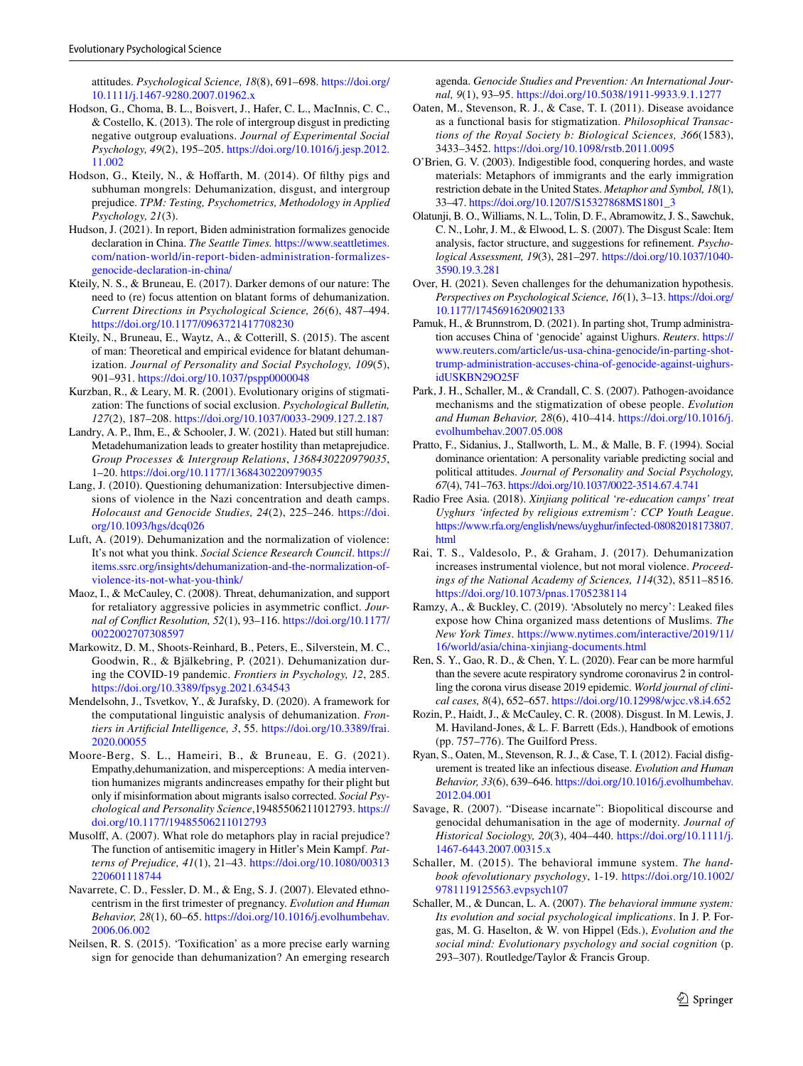attitudes. *Psychological Science, 18*(8), 691–698. https://doi.org/10.1111/j.1467-9280.2007.01962.x

Hodson, G., Choma, B. L., Boisvert, J., Hafer, C. L., MacInnis, C. C., & Costello, K. (2013). The role of intergroup disgust in predicting negative outgroup evaluations. *Journal of Experimental Social Psychology, 49*(2), 195–205. https://doi.org/10.1016/j.jesp.2012.11.002

Hodson, G., Kteily, N., & Hoffarth, M. (2014). Of filthy pigs and subhuman mongrels: Dehumanization, disgust, and intergroup prejudice. *TPM: Testing, Psychometrics, Methodology in Applied Psychology, 21*(3).

Hudson, J. (2021). In report, Biden administration formalizes genocide declaration in China. *The Seattle Times*. https://www.seattletimes.com/nation-world/in-report-biden-administration-formalizes-genocide-declaration-in-china/

Kteily, N. S., & Bruneau, E. (2017). Darker demons of our nature: The need to (re) focus attention on blatant forms of dehumanization. *Current Directions in Psychological Science, 26*(6), 487–494. https://doi.org/10.1177/0963721417708230

Kteily, N., Bruneau, E., Waytz, A., & Cotterill, S. (2015). The ascent of man: Theoretical and empirical evidence for blatant dehumanization. *Journal of Personality and Social Psychology, 109*(5), 901–931. https://doi.org/10.1037/pspp0000048

Kurzban, R., & Leary, M. R. (2001). Evolutionary origins of stigmatization: The functions of social exclusion. *Psychological Bulletin, 127*(2), 187–208. https://doi.org/10.1037/0033-2909.127.2.187

Landry, A. P., Ihm, E., & Schooler, J. W. (2021). Hated but still human: Metadehumanization leads to greater hostility than metaprejudice. *Group Processes & Intergroup Relations*, *1368430220979035*, 1–20. https://doi.org/10.1177/1368430220979035

Lang, J. (2010). Questioning dehumanization: Intersubjective dimensions of violence in the Nazi concentration and death camps. *Holocaust and Genocide Studies, 24*(2), 225–246. https://doi.org/10.1093/hgs/dcq026

Luft, A. (2019). Dehumanization and the normalization of violence: It's not what you think. *Social Science Research Council*. https://items.ssrc.org/insights/dehumanization-and-the-normalization-of-violence-its-not-what-you-think/

Maoz, I., & McCauley, C. (2008). Threat, dehumanization, and support for retaliatory aggressive policies in asymmetric conflict. *Journal of Conflict Resolution, 52*(1), 93–116. https://doi.org/10.1177/0022002707308597

Markowitz, D. M., Shoots-Reinhard, B., Peters, E., Silverstein, M. C., Goodwin, R., & Bjälkebring, P. (2021). Dehumanization during the COVID-19 pandemic. *Frontiers in Psychology, 12*, 285. https://doi.org/10.3389/fpsyg.2021.634543

Mendelsohn, J., Tsvetkov, Y., & Jurafsky, D. (2020). A framework for the computational linguistic analysis of dehumanization. *Frontiers in Artificial Intelligence, 3*, 55. https://doi.org/10.3389/frai.2020.00055

Moore-Berg, S. L., Hameiri, B., & Bruneau, E. G. (2021). Empathy,dehumanization, and misperceptions: A media intervention humanizes migrants andincreases empathy for their plight but only if misinformation about migrants isalso corrected. *Social Psychological and Personality Science*,19485506211012793. https://doi.org/10.1177/19485506211012793

Musolff, A. (2007). What role do metaphors play in racial prejudice? The function of antisemitic imagery in Hitler's Mein Kampf. *Patterns of Prejudice, 41*(1), 21–43. https://doi.org/10.1080/00313220601118744

Navarrete, C. D., Fessler, D. M., & Eng, S. J. (2007). Elevated ethnocentrism in the first trimester of pregnancy. *Evolution and Human Behavior, 28*(1), 60–65. https://doi.org/10.1016/j.evolhumbehav.2006.06.002

Neilsen, R. S. (2015). 'Toxification' as a more precise early warning sign for genocide than dehumanization? An emerging research agenda. *Genocide Studies and Prevention: An International Journal, 9*(1), 93–95. https://doi.org/10.5038/1911-9933.9.1.1277

Oaten, M., Stevenson, R. J., & Case, T. I. (2011). Disease avoidance as a functional basis for stigmatization. *Philosophical Transactions of the Royal Society b: Biological Sciences, 366*(1583), 3433–3452. https://doi.org/10.1098/rstb.2011.0095

O'Brien, G. V. (2003). Indigestible food, conquering hordes, and waste materials: Metaphors of immigrants and the early immigration restriction debate in the United States. *Metaphor and Symbol, 18*(1), 33–47. https://doi.org/10.1207/S15327868MS1801_3

Olatunji, B. O., Williams, N. L., Tolin, D. F., Abramowitz, J. S., Sawchuk, C. N., Lohr, J. M., & Elwood, L. S. (2007). The Disgust Scale: Item analysis, factor structure, and suggestions for refinement. *Psychological Assessment, 19*(3), 281–297. https://doi.org/10.1037/1040-3590.19.3.281

Over, H. (2021). Seven challenges for the dehumanization hypothesis. *Perspectives on Psychological Science, 16*(1), 3–13. https://doi.org/10.1177/1745691620902133

Pamuk, H., & Brunnstrom, D. (2021). In parting shot, Trump administration accuses China of 'genocide' against Uighurs. *Reuters*. https://www.reuters.com/article/us-usa-china-genocide/in-parting-shot-trump-administration-accuses-china-of-genocide-against-uighurs-idUSKBN29O25F

Park, J. H., Schaller, M., & Crandall, C. S. (2007). Pathogen-avoidance mechanisms and the stigmatization of obese people. *Evolution and Human Behavior, 28*(6), 410–414. https://doi.org/10.1016/j.evolhumbehav.2007.05.008

Pratto, F., Sidanius, J., Stallworth, L. M., & Malle, B. F. (1994). Social dominance orientation: A personality variable predicting social and political attitudes. *Journal of Personality and Social Psychology, 67*(4), 741–763. https://doi.org/10.1037/0022-3514.67.4.741

Radio Free Asia. (2018). *Xinjiang political 're-education camps' treat Uyghurs 'infected by religious extremism': CCP Youth League*. https://www.rfa.org/english/news/uyghur/infected-08082018173807.html

Rai, T. S., Valdesolo, P., & Graham, J. (2017). Dehumanization increases instrumental violence, but not moral violence. *Proceedings of the National Academy of Sciences, 114*(32), 8511–8516. https://doi.org/10.1073/pnas.1705238114

Ramzy, A., & Buckley, C. (2019). 'Absolutely no mercy': Leaked files expose how China organized mass detentions of Muslims. *The New York Times*. https://www.nytimes.com/interactive/2019/11/16/world/asia/china-xinjiang-documents.html

Ren, S. Y., Gao, R. D., & Chen, Y. L. (2020). Fear can be more harmful than the severe acute respiratory syndrome coronavirus 2 in controlling the corona virus disease 2019 epidemic. *World journal of clinical cases, 8*(4), 652–657. https://doi.org/10.12998/wjcc.v8.i4.652

Rozin, P., Haidt, J., & McCauley, C. R. (2008). Disgust. In M. Lewis, J. M. Haviland-Jones, & L. F. Barrett (Eds.), Handbook of emotions (pp. 757–776). The Guilford Press.

Ryan, S., Oaten, M., Stevenson, R. J., & Case, T. I. (2012). Facial disfigurement is treated like an infectious disease. *Evolution and Human Behavior, 33*(6), 639–646. https://doi.org/10.1016/j.evolhumbehav.2012.04.001

Savage, R. (2007). "Disease incarnate": Biopolitical discourse and genocidal dehumanisation in the age of modernity. *Journal of Historical Sociology, 20*(3), 404–440. https://doi.org/10.1111/j.1467-6443.2007.00315.x

Schaller, M. (2015). The behavioral immune system. *The handbook ofevolutionary psychology*, 1-19. https://doi.org/10.1002/9781119125563.evpsych107

Schaller, M., & Duncan, L. A. (2007). *The behavioral immune system: Its evolution and social psychological implications*. In J. P. Forgas, M. G. Haselton, & W. von Hippel (Eds.), *Evolution and the social mind: Evolutionary psychology and social cognition* (p. 293–307). Routledge/Taylor & Francis Group.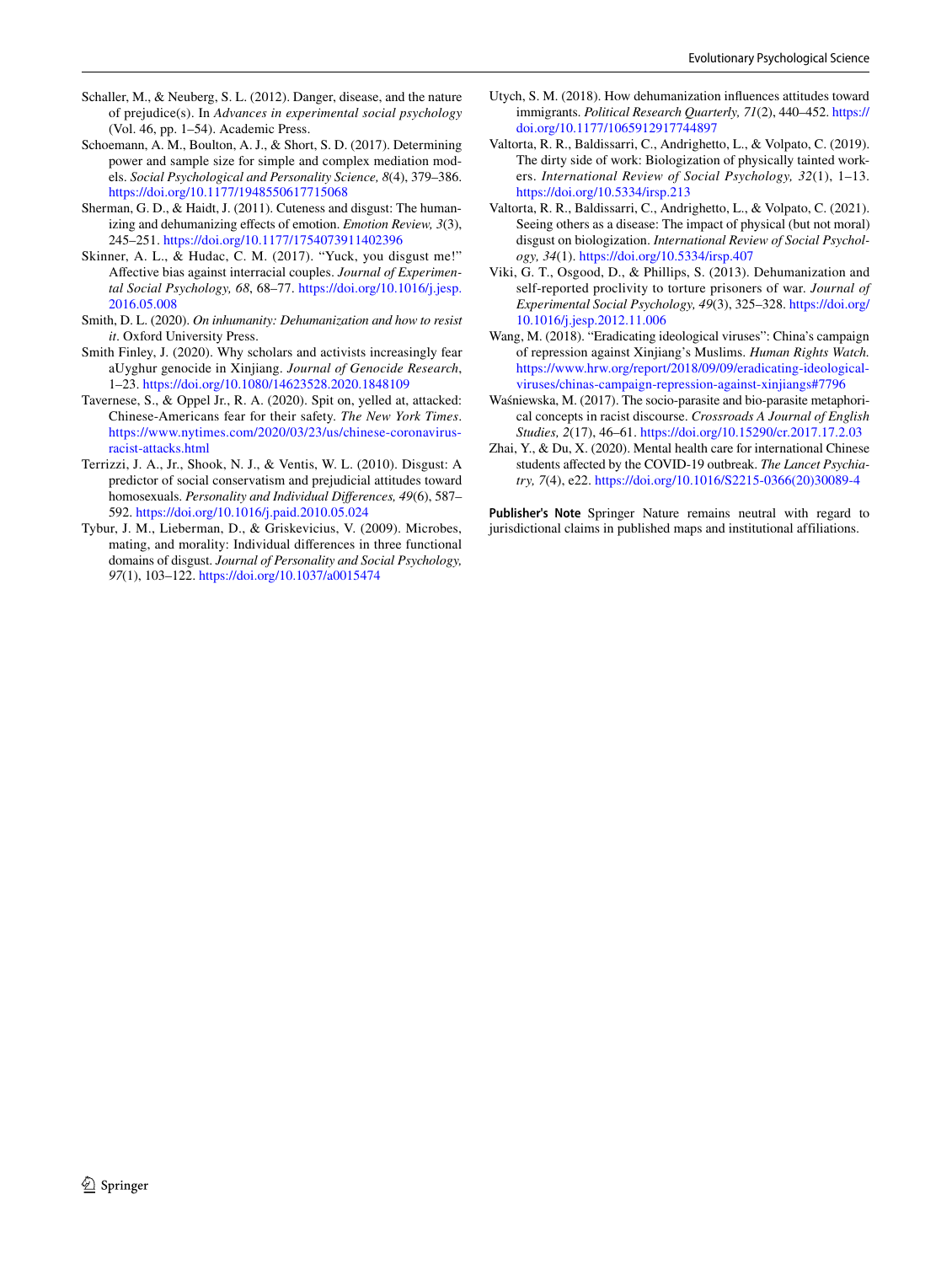Schaller, M., & Neuberg, S. L. (2012). Danger, disease, and the nature of prejudice(s). In *Advances in experimental social psychology* (Vol. 46, pp. 1–54). Academic Press.

Schoemann, A. M., Boulton, A. J., & Short, S. D. (2017). Determining power and sample size for simple and complex mediation models. *Social Psychological and Personality Science, 8*(4), 379–386. https://doi.org/10.1177/1948550617715068

Sherman, G. D., & Haidt, J. (2011). Cuteness and disgust: The humanizing and dehumanizing effects of emotion. *Emotion Review, 3*(3), 245–251. https://doi.org/10.1177/1754073911402396

Skinner, A. L., & Hudac, C. M. (2017). "Yuck, you disgust me!" Affective bias against interracial couples. *Journal of Experimental Social Psychology, 68*, 68–77. https://doi.org/10.1016/j.jesp.2016.05.008

Smith, D. L. (2020). *On inhumanity: Dehumanization and how to resist it*. Oxford University Press.

Smith Finley, J. (2020). Why scholars and activists increasingly fear aUyghur genocide in Xinjiang. *Journal of Genocide Research*, 1–23. https://doi.org/10.1080/14623528.2020.1848109

Tavernese, S., & Oppel Jr., R. A. (2020). Spit on, yelled at, attacked: Chinese-Americans fear for their safety. *The New York Times*. https://www.nytimes.com/2020/03/23/us/chinese-coronavirus-racist-attacks.html

Terrizzi, J. A., Jr., Shook, N. J., & Ventis, W. L. (2010). Disgust: A predictor of social conservatism and prejudicial attitudes toward homosexuals. *Personality and Individual Differences, 49*(6), 587–592. https://doi.org/10.1016/j.paid.2010.05.024

Tybur, J. M., Lieberman, D., & Griskevicius, V. (2009). Microbes, mating, and morality: Individual differences in three functional domains of disgust. *Journal of Personality and Social Psychology, 97*(1), 103–122. https://doi.org/10.1037/a0015474

Utych, S. M. (2018). How dehumanization influences attitudes toward immigrants. *Political Research Quarterly, 71*(2), 440–452. https://doi.org/10.1177/1065912917744897

Valtorta, R. R., Baldissarri, C., Andrighetto, L., & Volpato, C. (2019). The dirty side of work: Biologization of physically tainted workers. *International Review of Social Psychology, 32*(1), 1–13. https://doi.org/10.5334/irsp.213

Valtorta, R. R., Baldissarri, C., Andrighetto, L., & Volpato, C. (2021). Seeing others as a disease: The impact of physical (but not moral) disgust on biologization. *International Review of Social Psychology, 34*(1). https://doi.org/10.5334/irsp.407

Viki, G. T., Osgood, D., & Phillips, S. (2013). Dehumanization and self-reported proclivity to torture prisoners of war. *Journal of Experimental Social Psychology, 49*(3), 325–328. https://doi.org/10.1016/j.jesp.2012.11.006

Wang, M. (2018). "Eradicating ideological viruses": China's campaign of repression against Xinjiang's Muslims. *Human Rights Watch.* https://www.hrw.org/report/2018/09/09/eradicating-ideological-viruses/chinas-campaign-repression-against-xinjiangs#7796

Waśniewska, M. (2017). The socio-parasite and bio-parasite metaphorical concepts in racist discourse. *Crossroads A Journal of English Studies, 2*(17), 46–61. https://doi.org/10.15290/cr.2017.17.2.03

Zhai, Y., & Du, X. (2020). Mental health care for international Chinese students affected by the COVID-19 outbreak. *The Lancet Psychiatry, 7*(4), e22. https://doi.org/10.1016/S2215-0366(20)30089-4

**Publisher's Note** Springer Nature remains neutral with regard to jurisdictional claims in published maps and institutional affiliations.